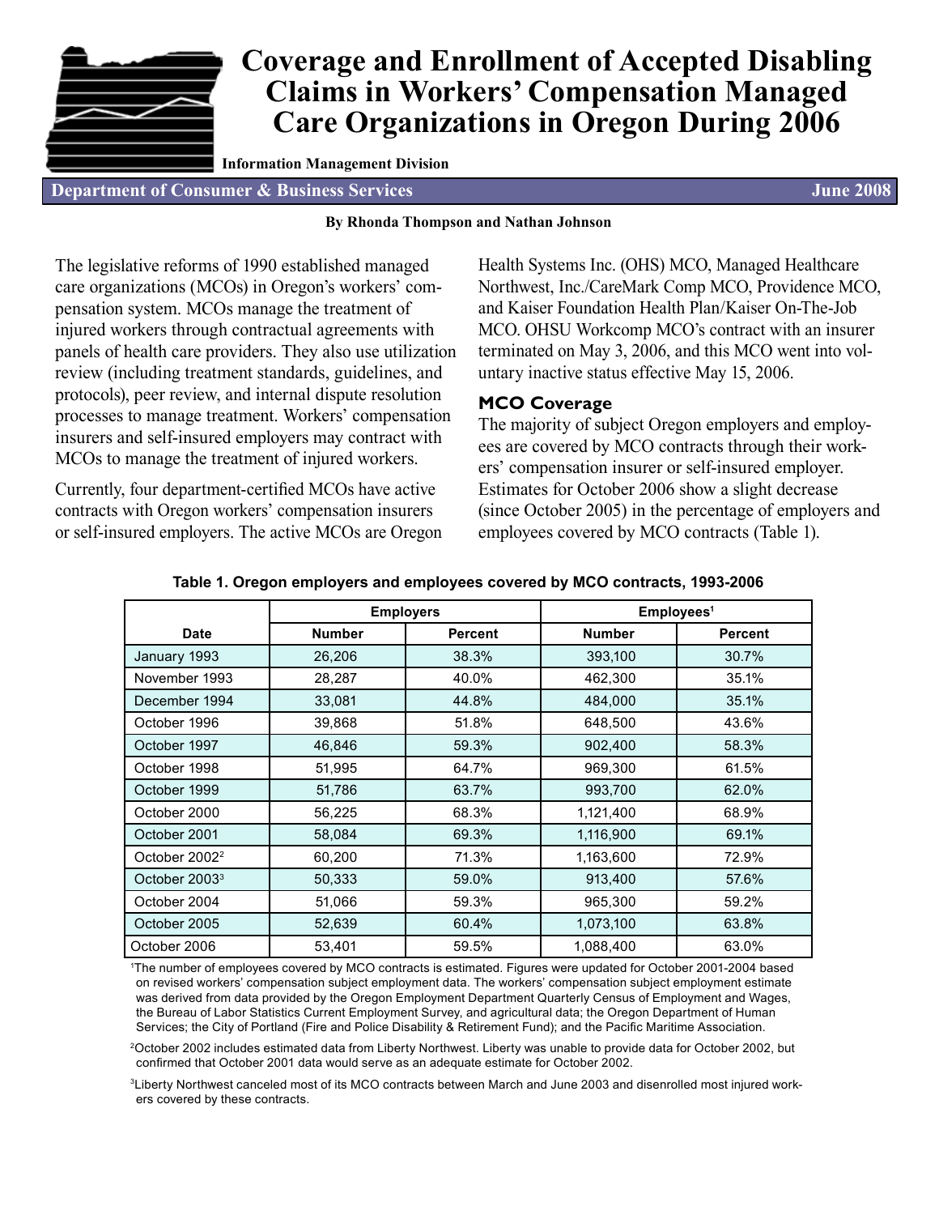# Coverage and Enrollment of Accepted Disabling Claims in Workers' Compensation Managed Care Organizations in Oregon During 2006

**Information Management Division**

**Department of Consumer & Business Services** **June 2008**

**By Rhonda Thompson and Nathan Johnson**

The legislative reforms of 1990 established managed care organizations (MCOs) in Oregon's workers' compensation system. MCOs manage the treatment of injured workers through contractual agreements with panels of health care providers. They also use utilization review (including treatment standards, guidelines, and protocols), peer review, and internal dispute resolution processes to manage treatment. Workers' compensation insurers and self-insured employers may contract with MCOs to manage the treatment of injured workers.

Currently, four department-certified MCOs have active contracts with Oregon workers' compensation insurers or self-insured employers. The active MCOs are Oregon Health Systems Inc. (OHS) MCO, Managed Healthcare Northwest, Inc./CareMark Comp MCO, Providence MCO, and Kaiser Foundation Health Plan/Kaiser On-The-Job MCO. OHSU Workcomp MCO's contract with an insurer terminated on May 3, 2006, and this MCO went into voluntary inactive status effective May 15, 2006.

## MCO Coverage

The majority of subject Oregon employers and employees are covered by MCO contracts through their workers' compensation insurer or self-insured employer. Estimates for October 2006 show a slight decrease (since October 2005) in the percentage of employers and employees covered by MCO contracts (Table 1).

**Table 1. Oregon employers and employees covered by MCO contracts, 1993-2006**

| | Employers | | Employees[1] | |
|---|---|---|---|---|
| Date | Number | Percent | Number | Percent |
| January 1993 | 26,206 | 38.3% | 393,100 | 30.7% |
| November 1993 | 28,287 | 40.0% | 462,300 | 35.1% |
| December 1994 | 33,081 | 44.8% | 484,000 | 35.1% |
| October 1996 | 39,868 | 51.8% | 648,500 | 43.6% |
| October 1997 | 46,846 | 59.3% | 902,400 | 58.3% |
| October 1998 | 51,995 | 64.7% | 969,300 | 61.5% |
| October 1999 | 51,786 | 63.7% | 993,700 | 62.0% |
| October 2000 | 56,225 | 68.3% | 1,121,400 | 68.9% |
| October 2001 | 58,084 | 69.3% | 1,116,900 | 69.1% |
| October 2002[2] | 60,200 | 71.3% | 1,163,600 | 72.9% |
| October 2003[3] | 50,333 | 59.0% | 913,400 | 57.6% |
| October 2004 | 51,066 | 59.3% | 965,300 | 59.2% |
| October 2005 | 52,639 | 60.4% | 1,073,100 | 63.8% |
| October 2006 | 53,401 | 59.5% | 1,088,400 | 63.0% |

[1]The number of employees covered by MCO contracts is estimated. Figures were updated for October 2001-2004 based on revised workers' compensation subject employment data. The workers' compensation subject employment estimate was derived from data provided by the Oregon Employment Department Quarterly Census of Employment and Wages, the Bureau of Labor Statistics Current Employment Survey, and agricultural data; the Oregon Department of Human Services; the City of Portland (Fire and Police Disability & Retirement Fund); and the Pacific Maritime Association.

[2]October 2002 includes estimated data from Liberty Northwest. Liberty was unable to provide data for October 2002, but confirmed that October 2001 data would serve as an adequate estimate for October 2002.

[3]Liberty Northwest canceled most of its MCO contracts between March and June 2003 and disenrolled most injured workers covered by these contracts.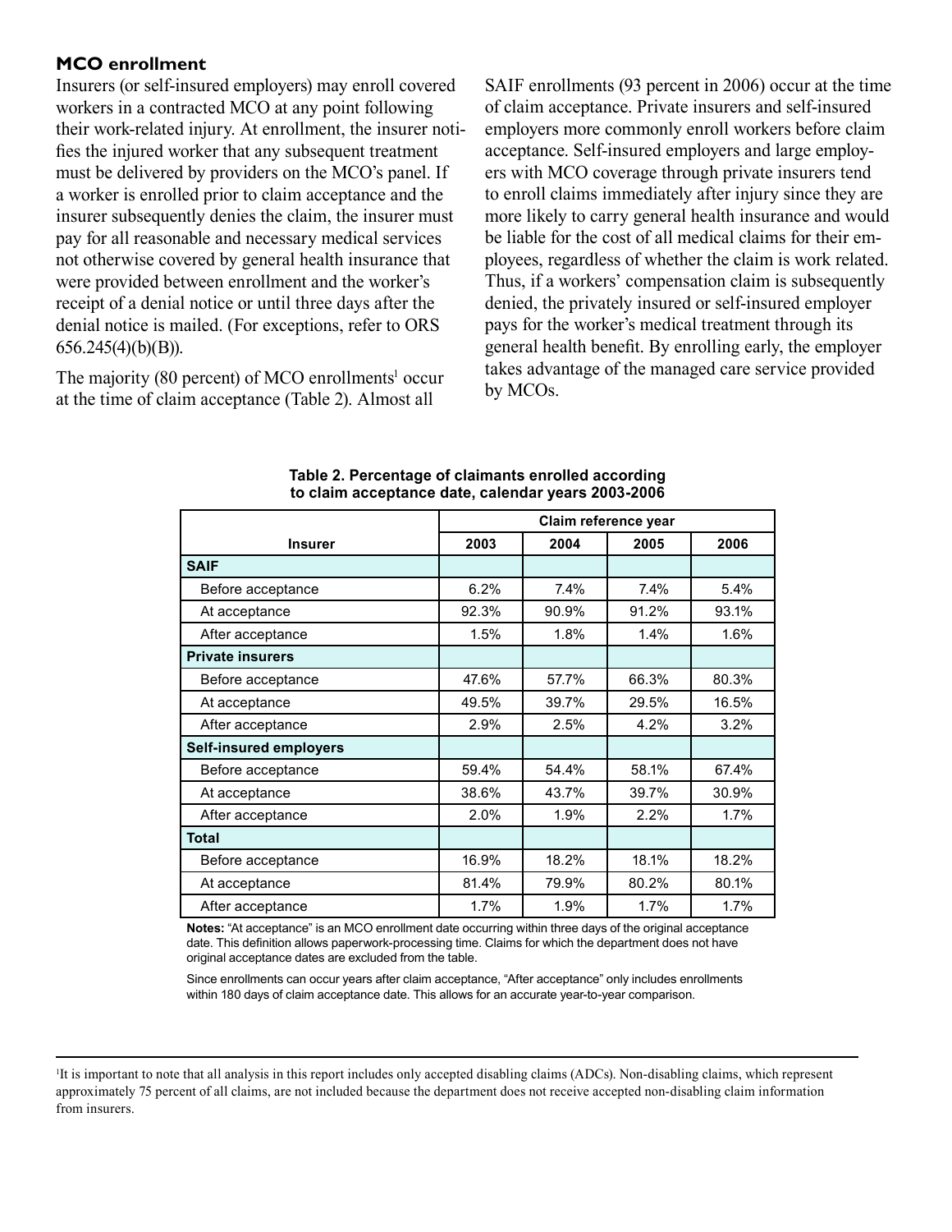## MCO enrollment

Insurers (or self-insured employers) may enroll covered workers in a contracted MCO at any point following their work-related injury. At enrollment, the insurer notifies the injured worker that any subsequent treatment must be delivered by providers on the MCO's panel. If a worker is enrolled prior to claim acceptance and the insurer subsequently denies the claim, the insurer must pay for all reasonable and necessary medical services not otherwise covered by general health insurance that were provided between enrollment and the worker's receipt of a denial notice or until three days after the denial notice is mailed. (For exceptions, refer to ORS 656.245(4)(b)(B)).

The majority (80 percent) of MCO enrollments[1] occur at the time of claim acceptance (Table 2). Almost all SAIF enrollments (93 percent in 2006) occur at the time of claim acceptance. Private insurers and self-insured employers more commonly enroll workers before claim acceptance. Self-insured employers and large employers with MCO coverage through private insurers tend to enroll claims immediately after injury since they are more likely to carry general health insurance and would be liable for the cost of all medical claims for their employees, regardless of whether the claim is work related. Thus, if a workers' compensation claim is subsequently denied, the privately insured or self-insured employer pays for the worker's medical treatment through its general health benefit. By enrolling early, the employer takes advantage of the managed care service provided by MCOs.

**Table 2. Percentage of claimants enrolled according to claim acceptance date, calendar years 2003-2006**

| | Claim reference year | | | |
|---|---|---|---|---|
| **Insurer** | **2003** | **2004** | **2005** | **2006** |
| **SAIF** | | | | |
| Before acceptance | 6.2% | 7.4% | 7.4% | 5.4% |
| At acceptance | 92.3% | 90.9% | 91.2% | 93.1% |
| After acceptance | 1.5% | 1.8% | 1.4% | 1.6% |
| **Private insurers** | | | | |
| Before acceptance | 47.6% | 57.7% | 66.3% | 80.3% |
| At acceptance | 49.5% | 39.7% | 29.5% | 16.5% |
| After acceptance | 2.9% | 2.5% | 4.2% | 3.2% |
| **Self-insured employers** | | | | |
| Before acceptance | 59.4% | 54.4% | 58.1% | 67.4% |
| At acceptance | 38.6% | 43.7% | 39.7% | 30.9% |
| After acceptance | 2.0% | 1.9% | 2.2% | 1.7% |
| **Total** | | | | |
| Before acceptance | 16.9% | 18.2% | 18.1% | 18.2% |
| At acceptance | 81.4% | 79.9% | 80.2% | 80.1% |
| After acceptance | 1.7% | 1.9% | 1.7% | 1.7% |

**Notes:** "At acceptance" is an MCO enrollment date occurring within three days of the original acceptance date. This definition allows paperwork-processing time. Claims for which the department does not have original acceptance dates are excluded from the table.

Since enrollments can occur years after claim acceptance, "After acceptance" only includes enrollments within 180 days of claim acceptance date. This allows for an accurate year-to-year comparison.

---

[1] It is important to note that all analysis in this report includes only accepted disabling claims (ADCs). Non-disabling claims, which represent approximately 75 percent of all claims, are not included because the department does not receive accepted non-disabling claim information from insurers.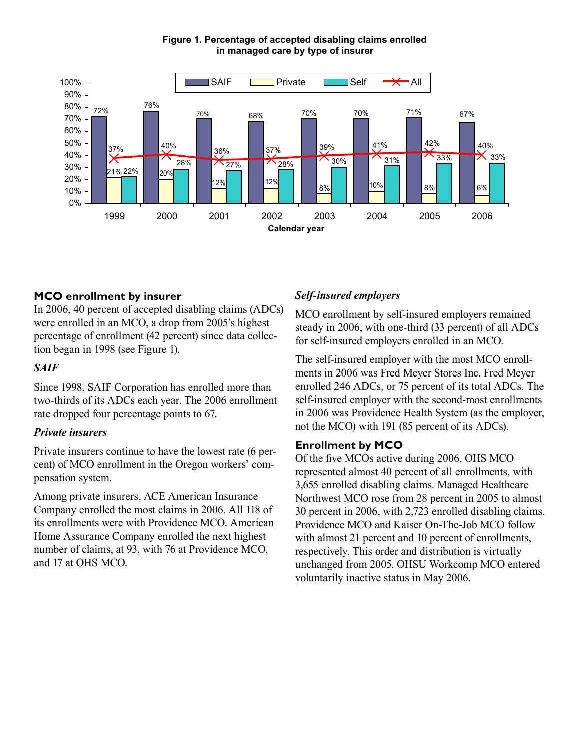**Figure 1. Percentage of accepted disabling claims enrolled in managed care by type of insurer**

| Calendar year | SAIF | Private | Self | All |
|---|---|---|---|---|
| 1999 | 72% | 21% | 22% | 37% |
| 2000 | 76% | 20% | 28% | 40% |
| 2001 | 70% | 12% | 27% | 36% |
| 2002 | 68% | 12% | 28% | 37% |
| 2003 | 70% | 8% | 30% | 39% |
| 2004 | 70% | 10% | 31% | 41% |
| 2005 | 71% | 8% | 33% | 42% |
| 2006 | 67% | 6% | 33% | 40% |

## MCO enrollment by insurer

In 2006, 40 percent of accepted disabling claims (ADCs) were enrolled in an MCO, a drop from 2005's highest percentage of enrollment (42 percent) since data collection began in 1998 (see Figure 1).

### *SAIF*

Since 1998, SAIF Corporation has enrolled more than two-thirds of its ADCs each year. The 2006 enrollment rate dropped four percentage points to 67.

### *Private insurers*

Private insurers continue to have the lowest rate (6 percent) of MCO enrollment in the Oregon workers' compensation system.

Among private insurers, ACE American Insurance Company enrolled the most claims in 2006. All 118 of its enrollments were with Providence MCO. American Home Assurance Company enrolled the next highest number of claims, at 93, with 76 at Providence MCO, and 17 at OHS MCO.

### *Self-insured employers*

MCO enrollment by self-insured employers remained steady in 2006, with one-third (33 percent) of all ADCs for self-insured employers enrolled in an MCO.

The self-insured employer with the most MCO enrollments in 2006 was Fred Meyer Stores Inc. Fred Meyer enrolled 246 ADCs, or 75 percent of its total ADCs. The self-insured employer with the second-most enrollments in 2006 was Providence Health System (as the employer, not the MCO) with 191 (85 percent of its ADCs).

## Enrollment by MCO

Of the five MCOs active during 2006, OHS MCO represented almost 40 percent of all enrollments, with 3,655 enrolled disabling claims. Managed Healthcare Northwest MCO rose from 28 percent in 2005 to almost 30 percent in 2006, with 2,723 enrolled disabling claims. Providence MCO and Kaiser On-The-Job MCO follow with almost 21 percent and 10 percent of enrollments, respectively. This order and distribution is virtually unchanged from 2005. OHSU Workcomp MCO entered voluntarily inactive status in May 2006.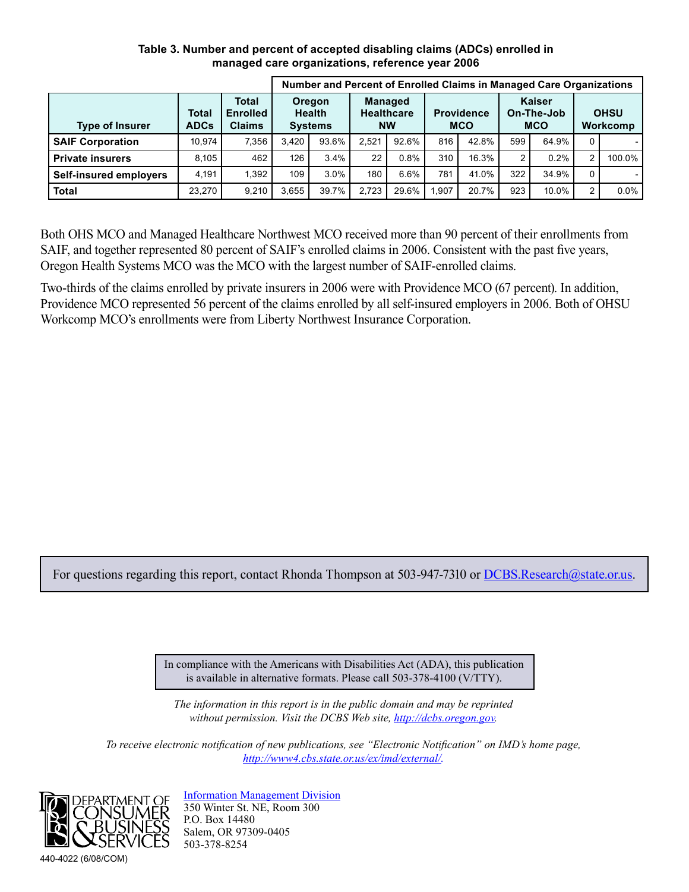**Table 3. Number and percent of accepted disabling claims (ADCs) enrolled in managed care organizations, reference year 2006**

| Type of Insurer | Total ADCs | Total Enrolled Claims | Number and Percent of Enrolled Claims in Managed Care Organizations | | | | | | | | | |
|---|---|---|---|---|---|---|---|---|---|---|---|---|
| | | | Oregon Health Systems | | Managed Healthcare NW | | Providence MCO | | Kaiser On-The-Job MCO | | OHSU Workcomp | |
| **SAIF Corporation** | 10,974 | 7,356 | 3,420 | 93.6% | 2,521 | 92.6% | 816 | 42.8% | 599 | 64.9% | 0 | - |
| **Private insurers** | 8,105 | 462 | 126 | 3.4% | 22 | 0.8% | 310 | 16.3% | 2 | 0.2% | 2 | 100.0% |
| **Self-insured employers** | 4,191 | 1,392 | 109 | 3.0% | 180 | 6.6% | 781 | 41.0% | 322 | 34.9% | 0 | - |
| **Total** | 23,270 | 9,210 | 3,655 | 39.7% | 2,723 | 29.6% | 1,907 | 20.7% | 923 | 10.0% | 2 | 0.0% |

Both OHS MCO and Managed Healthcare Northwest MCO received more than 90 percent of their enrollments from SAIF, and together represented 80 percent of SAIF's enrolled claims in 2006. Consistent with the past five years, Oregon Health Systems MCO was the MCO with the largest number of SAIF-enrolled claims.

Two-thirds of the claims enrolled by private insurers in 2006 were with Providence MCO (67 percent). In addition, Providence MCO represented 56 percent of the claims enrolled by all self-insured employers in 2006. Both of OHSU Workcomp MCO's enrollments were from Liberty Northwest Insurance Corporation.

For questions regarding this report, contact Rhonda Thompson at 503-947-7310 or DCBS.Research@state.or.us.

In compliance with the Americans with Disabilities Act (ADA), this publication is available in alternative formats. Please call 503-378-4100 (V/TTY).

*The information in this report is in the public domain and may be reprinted without permission. Visit the DCBS Web site, http://dcbs.oregon.gov.*

*To receive electronic notification of new publications, see "Electronic Notification" on IMD's home page, http://www4.cbs.state.or.us/ex/imd/external/.*

DEPARTMENT OF CONSUMER & BUSINESS SERVICES

Information Management Division
350 Winter St. NE, Room 300
P.O. Box 14480
Salem, OR 97309-0405
503-378-8254

440-4022 (6/08/COM)